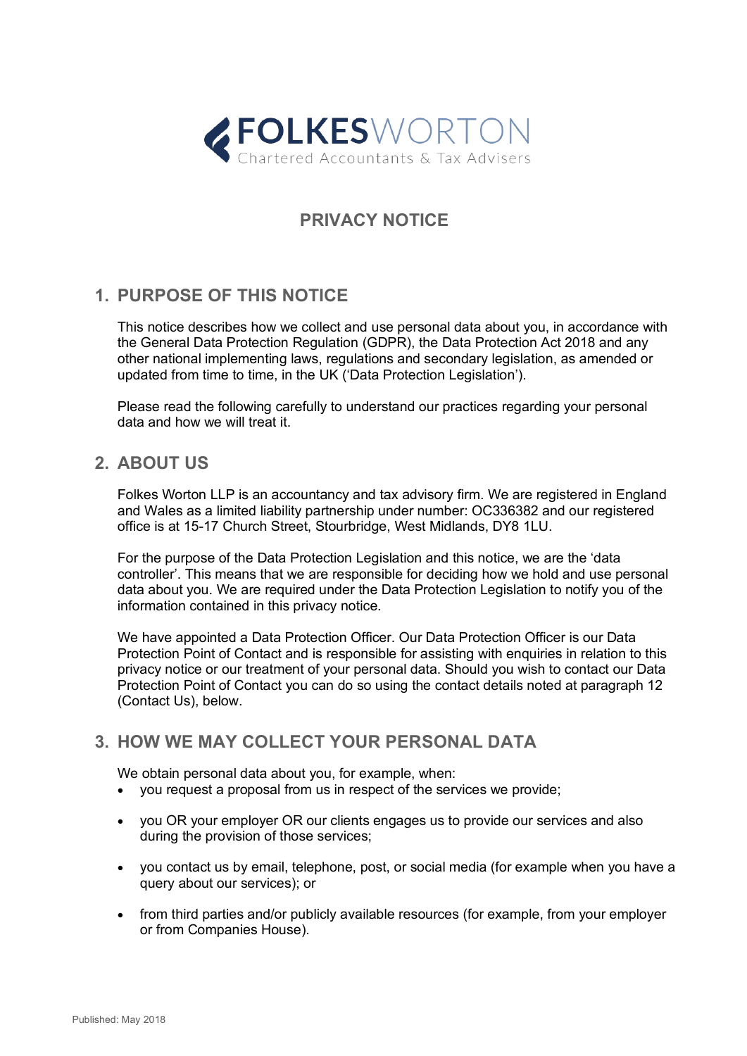FOLKESWORTON
Chartered Accountants & Tax Advisers

# PRIVACY NOTICE

## 1. PURPOSE OF THIS NOTICE

This notice describes how we collect and use personal data about you, in accordance with the General Data Protection Regulation (GDPR), the Data Protection Act 2018 and any other national implementing laws, regulations and secondary legislation, as amended or updated from time to time, in the UK ('Data Protection Legislation').

Please read the following carefully to understand our practices regarding your personal data and how we will treat it.

## 2. ABOUT US

Folkes Worton LLP is an accountancy and tax advisory firm. We are registered in England and Wales as a limited liability partnership under number: OC336382 and our registered office is at 15-17 Church Street, Stourbridge, West Midlands, DY8 1LU.

For the purpose of the Data Protection Legislation and this notice, we are the 'data controller'. This means that we are responsible for deciding how we hold and use personal data about you. We are required under the Data Protection Legislation to notify you of the information contained in this privacy notice.

We have appointed a Data Protection Officer. Our Data Protection Officer is our Data Protection Point of Contact and is responsible for assisting with enquiries in relation to this privacy notice or our treatment of your personal data. Should you wish to contact our Data Protection Point of Contact you can do so using the contact details noted at paragraph 12 (Contact Us), below.

## 3. HOW WE MAY COLLECT YOUR PERSONAL DATA

We obtain personal data about you, for example, when:

- you request a proposal from us in respect of the services we provide;
- you OR your employer OR our clients engages us to provide our services and also during the provision of those services;
- you contact us by email, telephone, post, or social media (for example when you have a query about our services); or
- from third parties and/or publicly available resources (for example, from your employer or from Companies House).

Published: May 2018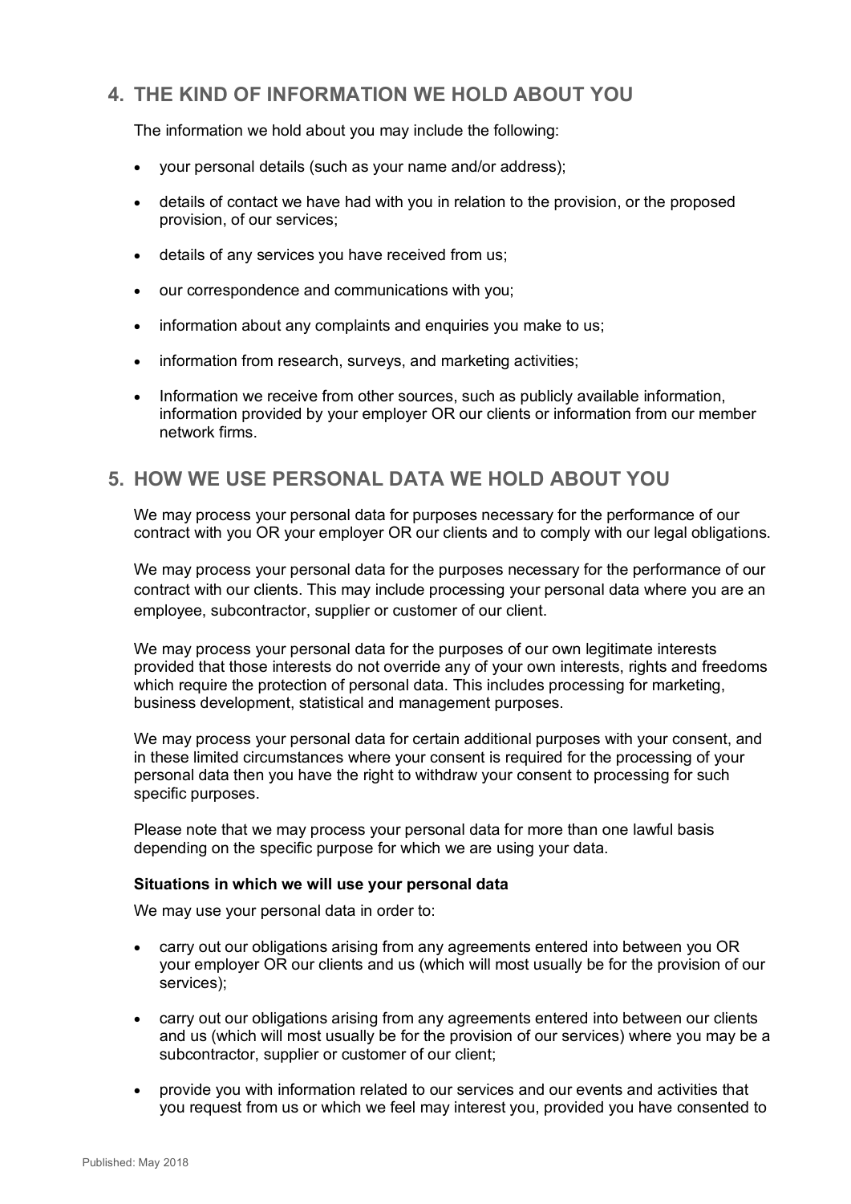## 4. THE KIND OF INFORMATION WE HOLD ABOUT YOU

The information we hold about you may include the following:

- your personal details (such as your name and/or address);
- details of contact we have had with you in relation to the provision, or the proposed provision, of our services;
- details of any services you have received from us;
- our correspondence and communications with you;
- information about any complaints and enquiries you make to us;
- information from research, surveys, and marketing activities;
- Information we receive from other sources, such as publicly available information, information provided by your employer OR our clients or information from our member network firms.

## 5. HOW WE USE PERSONAL DATA WE HOLD ABOUT YOU

We may process your personal data for purposes necessary for the performance of our contract with you OR your employer OR our clients and to comply with our legal obligations.

We may process your personal data for the purposes necessary for the performance of our contract with our clients. This may include processing your personal data where you are an employee, subcontractor, supplier or customer of our client.

We may process your personal data for the purposes of our own legitimate interests provided that those interests do not override any of your own interests, rights and freedoms which require the protection of personal data. This includes processing for marketing, business development, statistical and management purposes.

We may process your personal data for certain additional purposes with your consent, and in these limited circumstances where your consent is required for the processing of your personal data then you have the right to withdraw your consent to processing for such specific purposes.

Please note that we may process your personal data for more than one lawful basis depending on the specific purpose for which we are using your data.

**Situations in which we will use your personal data**

We may use your personal data in order to:

- carry out our obligations arising from any agreements entered into between you OR your employer OR our clients and us (which will most usually be for the provision of our services);
- carry out our obligations arising from any agreements entered into between our clients and us (which will most usually be for the provision of our services) where you may be a subcontractor, supplier or customer of our client;
- provide you with information related to our services and our events and activities that you request from us or which we feel may interest you, provided you have consented to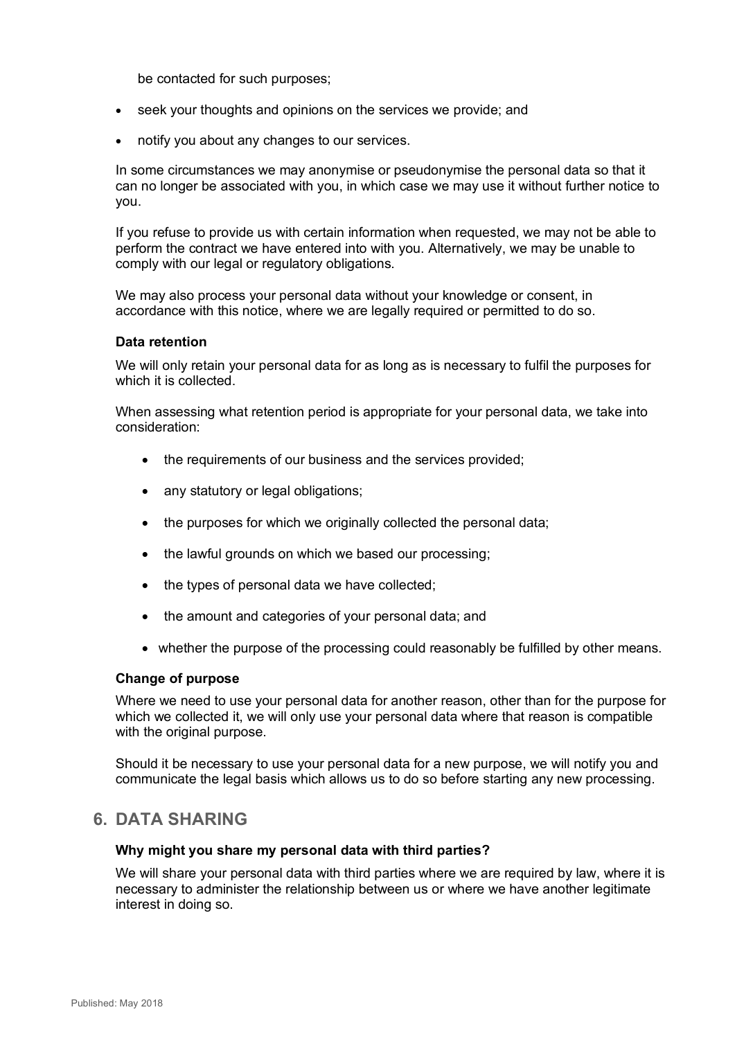be contacted for such purposes;

- seek your thoughts and opinions on the services we provide; and
- notify you about any changes to our services.

In some circumstances we may anonymise or pseudonymise the personal data so that it can no longer be associated with you, in which case we may use it without further notice to you.

If you refuse to provide us with certain information when requested, we may not be able to perform the contract we have entered into with you. Alternatively, we may be unable to comply with our legal or regulatory obligations.

We may also process your personal data without your knowledge or consent, in accordance with this notice, where we are legally required or permitted to do so.

**Data retention**

We will only retain your personal data for as long as is necessary to fulfil the purposes for which it is collected.

When assessing what retention period is appropriate for your personal data, we take into consideration:

- the requirements of our business and the services provided;
- any statutory or legal obligations;
- the purposes for which we originally collected the personal data;
- the lawful grounds on which we based our processing;
- the types of personal data we have collected;
- the amount and categories of your personal data; and
- whether the purpose of the processing could reasonably be fulfilled by other means.

**Change of purpose**

Where we need to use your personal data for another reason, other than for the purpose for which we collected it, we will only use your personal data where that reason is compatible with the original purpose.

Should it be necessary to use your personal data for a new purpose, we will notify you and communicate the legal basis which allows us to do so before starting any new processing.

## 6. DATA SHARING

**Why might you share my personal data with third parties?**

We will share your personal data with third parties where we are required by law, where it is necessary to administer the relationship between us or where we have another legitimate interest in doing so.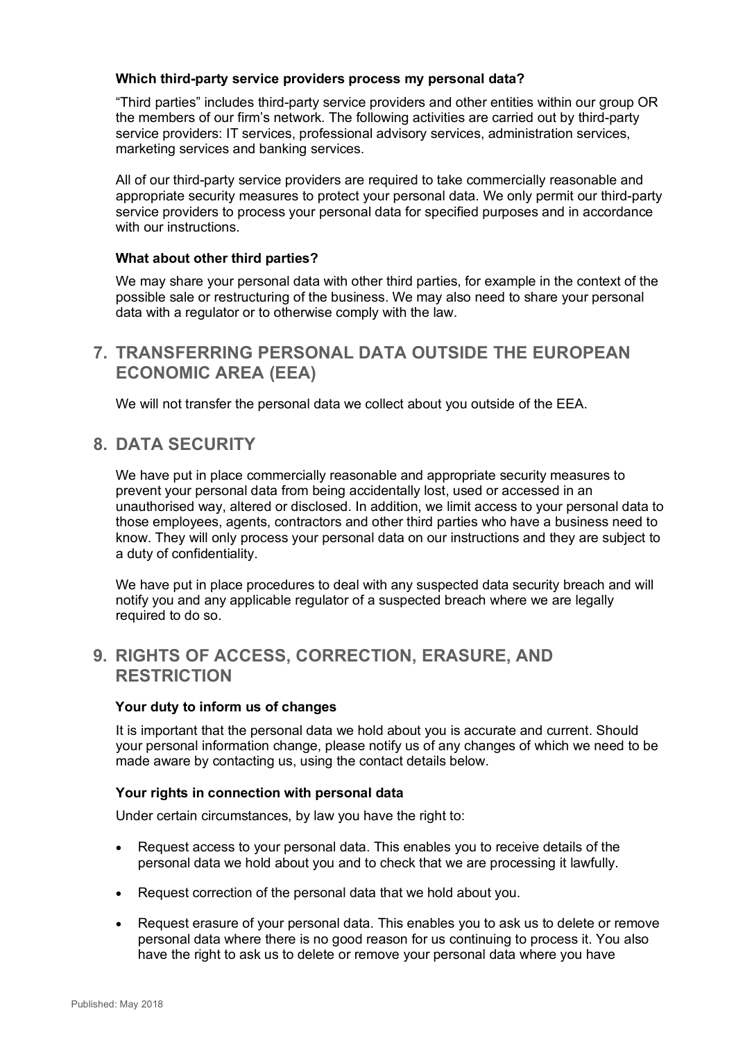### Which third-party service providers process my personal data?

"Third parties" includes third-party service providers and other entities within our group OR the members of our firm's network. The following activities are carried out by third-party service providers: IT services, professional advisory services, administration services, marketing services and banking services.

All of our third-party service providers are required to take commercially reasonable and appropriate security measures to protect your personal data. We only permit our third-party service providers to process your personal data for specified purposes and in accordance with our instructions.

### What about other third parties?

We may share your personal data with other third parties, for example in the context of the possible sale or restructuring of the business. We may also need to share your personal data with a regulator or to otherwise comply with the law.

## 7. TRANSFERRING PERSONAL DATA OUTSIDE THE EUROPEAN ECONOMIC AREA (EEA)

We will not transfer the personal data we collect about you outside of the EEA.

## 8. DATA SECURITY

We have put in place commercially reasonable and appropriate security measures to prevent your personal data from being accidentally lost, used or accessed in an unauthorised way, altered or disclosed. In addition, we limit access to your personal data to those employees, agents, contractors and other third parties who have a business need to know. They will only process your personal data on our instructions and they are subject to a duty of confidentiality.

We have put in place procedures to deal with any suspected data security breach and will notify you and any applicable regulator of a suspected breach where we are legally required to do so.

## 9. RIGHTS OF ACCESS, CORRECTION, ERASURE, AND RESTRICTION

### Your duty to inform us of changes

It is important that the personal data we hold about you is accurate and current. Should your personal information change, please notify us of any changes of which we need to be made aware by contacting us, using the contact details below.

### Your rights in connection with personal data

Under certain circumstances, by law you have the right to:

- Request access to your personal data. This enables you to receive details of the personal data we hold about you and to check that we are processing it lawfully.
- Request correction of the personal data that we hold about you.
- Request erasure of your personal data. This enables you to ask us to delete or remove personal data where there is no good reason for us continuing to process it. You also have the right to ask us to delete or remove your personal data where you have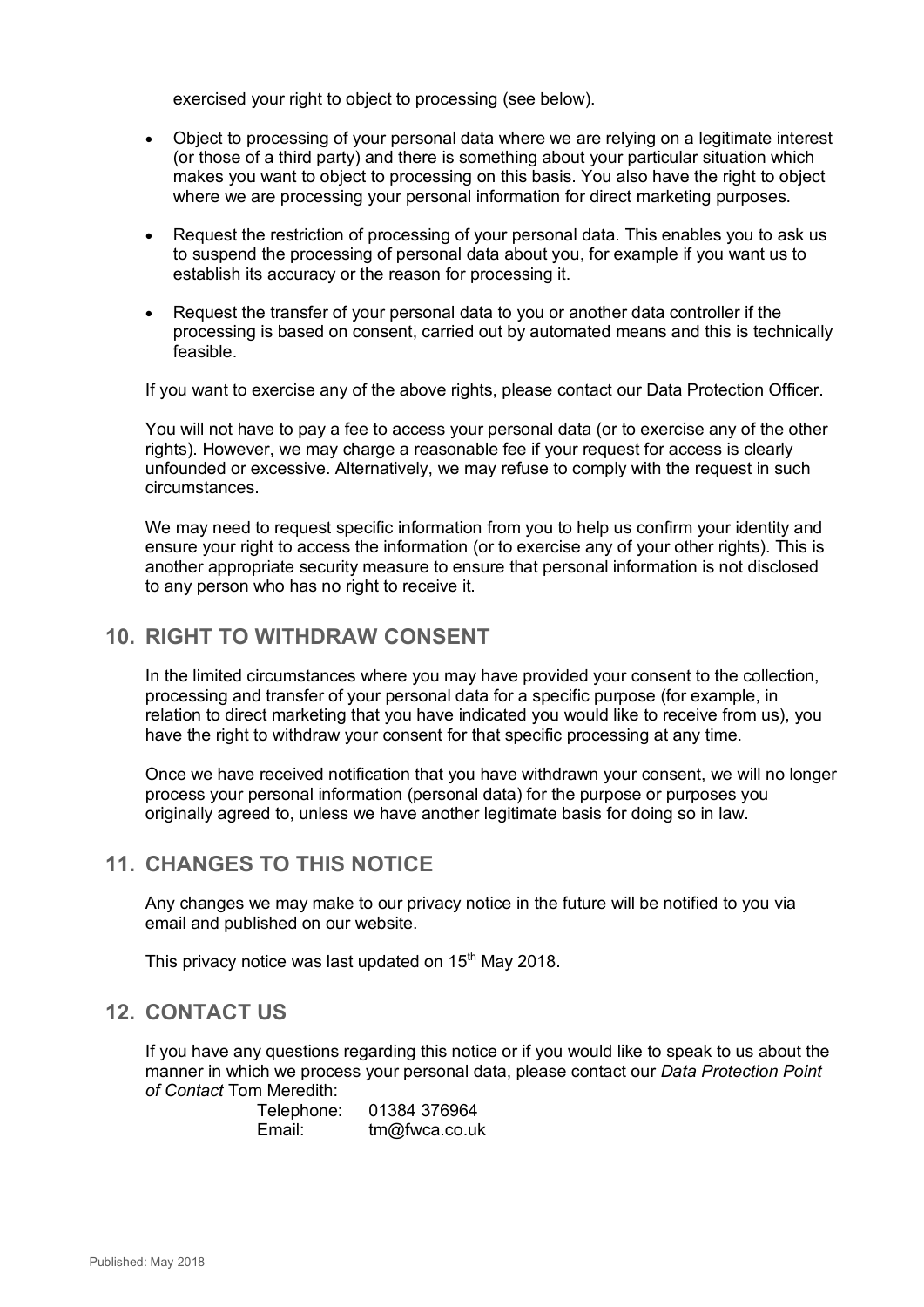exercised your right to object to processing (see below).

- Object to processing of your personal data where we are relying on a legitimate interest (or those of a third party) and there is something about your particular situation which makes you want to object to processing on this basis. You also have the right to object where we are processing your personal information for direct marketing purposes.
- Request the restriction of processing of your personal data. This enables you to ask us to suspend the processing of personal data about you, for example if you want us to establish its accuracy or the reason for processing it.
- Request the transfer of your personal data to you or another data controller if the processing is based on consent, carried out by automated means and this is technically feasible.

If you want to exercise any of the above rights, please contact our Data Protection Officer.

You will not have to pay a fee to access your personal data (or to exercise any of the other rights). However, we may charge a reasonable fee if your request for access is clearly unfounded or excessive. Alternatively, we may refuse to comply with the request in such circumstances.

We may need to request specific information from you to help us confirm your identity and ensure your right to access the information (or to exercise any of your other rights). This is another appropriate security measure to ensure that personal information is not disclosed to any person who has no right to receive it.

## 10. RIGHT TO WITHDRAW CONSENT

In the limited circumstances where you may have provided your consent to the collection, processing and transfer of your personal data for a specific purpose (for example, in relation to direct marketing that you have indicated you would like to receive from us), you have the right to withdraw your consent for that specific processing at any time.

Once we have received notification that you have withdrawn your consent, we will no longer process your personal information (personal data) for the purpose or purposes you originally agreed to, unless we have another legitimate basis for doing so in law.

## 11. CHANGES TO THIS NOTICE

Any changes we may make to our privacy notice in the future will be notified to you via email and published on our website.

This privacy notice was last updated on 15th May 2018.

## 12. CONTACT US

If you have any questions regarding this notice or if you would like to speak to us about the manner in which we process your personal data, please contact our *Data Protection Point of Contact* Tom Meredith:

Telephone: 01384 376964
Email: tm@fwca.co.uk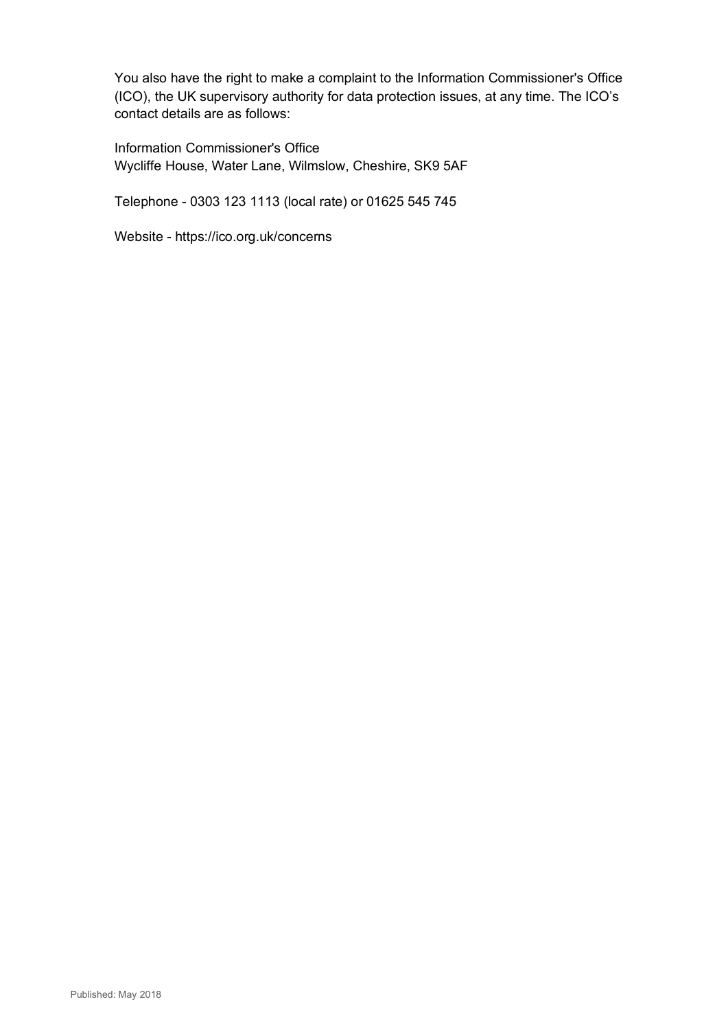You also have the right to make a complaint to the Information Commissioner's Office (ICO), the UK supervisory authority for data protection issues, at any time. The ICO's contact details are as follows:

Information Commissioner's Office
Wycliffe House, Water Lane, Wilmslow, Cheshire, SK9 5AF

Telephone - 0303 123 1113 (local rate) or 01625 545 745

Website - https://ico.org.uk/concerns

Published: May 2018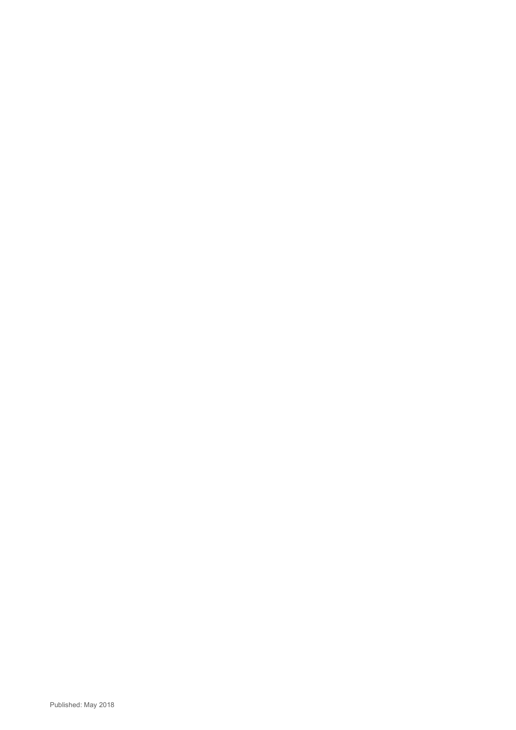Published: May 2018